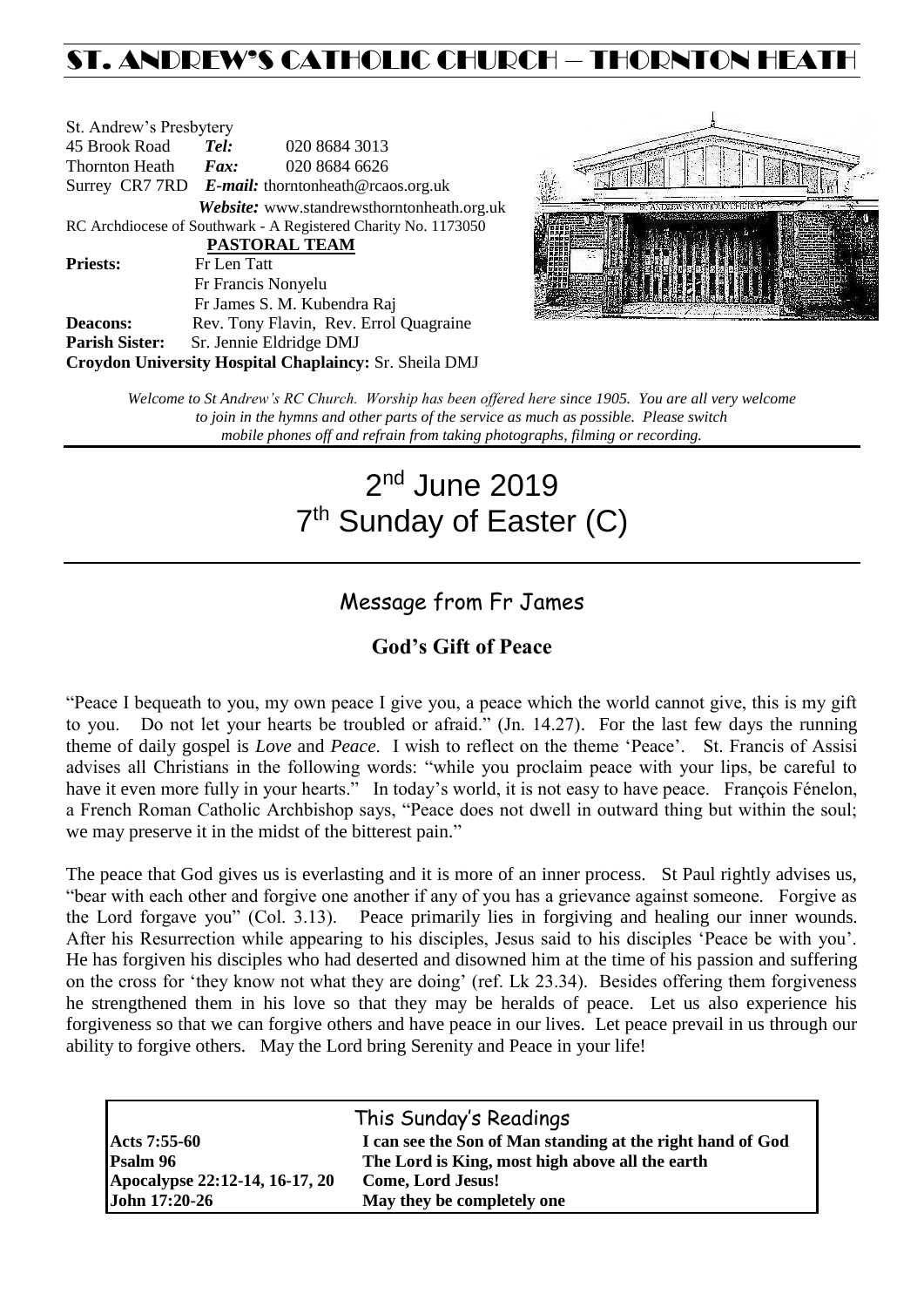# ST. ANDREW'S CATHOLIC CHURCH – THORNTON HEATH

St. Andrew's Presbytery
45 Brook Road *Tel:* 020 8684 3013
Thornton Heath *Fax:* 020 8684 6626
Surrey CR7 7RD *E-mail:* thorntonheath@rcaos.org.uk
*Website:* www.standrewsthorntonheath.org.uk
RC Archdiocese of Southwark - A Registered Charity No. 1173050

**PASTORAL TEAM**

**Priests:** Fr Len Tatt
Fr Francis Nonyelu
Fr James S. M. Kubendra Raj
**Deacons:** Rev. Tony Flavin, Rev. Errol Quagraine
**Parish Sister:** Sr. Jennie Eldridge DMJ
**Croydon University Hospital Chaplaincy:** Sr. Sheila DMJ

*Welcome to St Andrew's RC Church. Worship has been offered here since 1905. You are all very welcome to join in the hymns and other parts of the service as much as possible. Please switch mobile phones off and refrain from taking photographs, filming or recording.*

# 2nd June 2019
# 7th Sunday of Easter (C)

## Message from Fr James

### God's Gift of Peace

"Peace I bequeath to you, my own peace I give you, a peace which the world cannot give, this is my gift to you. Do not let your hearts be troubled or afraid." (Jn. 14.27). For the last few days the running theme of daily gospel is *Love* and *Peace*. I wish to reflect on the theme 'Peace'. St. Francis of Assisi advises all Christians in the following words: "while you proclaim peace with your lips, be careful to have it even more fully in your hearts." In today's world, it is not easy to have peace. François Fénelon, a French Roman Catholic Archbishop says, "Peace does not dwell in outward thing but within the soul; we may preserve it in the midst of the bitterest pain."

The peace that God gives us is everlasting and it is more of an inner process. St Paul rightly advises us, "bear with each other and forgive one another if any of you has a grievance against someone. Forgive as the Lord forgave you" (Col. 3.13). Peace primarily lies in forgiving and healing our inner wounds. After his Resurrection while appearing to his disciples, Jesus said to his disciples 'Peace be with you'. He has forgiven his disciples who had deserted and disowned him at the time of his passion and suffering on the cross for 'they know not what they are doing' (ref. Lk 23.34). Besides offering them forgiveness he strengthened them in his love so that they may be heralds of peace. Let us also experience his forgiveness so that we can forgive others and have peace in our lives. Let peace prevail in us through our ability to forgive others. May the Lord bring Serenity and Peace in your life!

## This Sunday's Readings

| | |
|---|---|
| **Acts 7:55-60** | **I can see the Son of Man standing at the right hand of God** |
| **Psalm 96** | **The Lord is King, most high above all the earth** |
| **Apocalypse 22:12-14, 16-17, 20** | **Come, Lord Jesus!** |
| **John 17:20-26** | **May they be completely one** |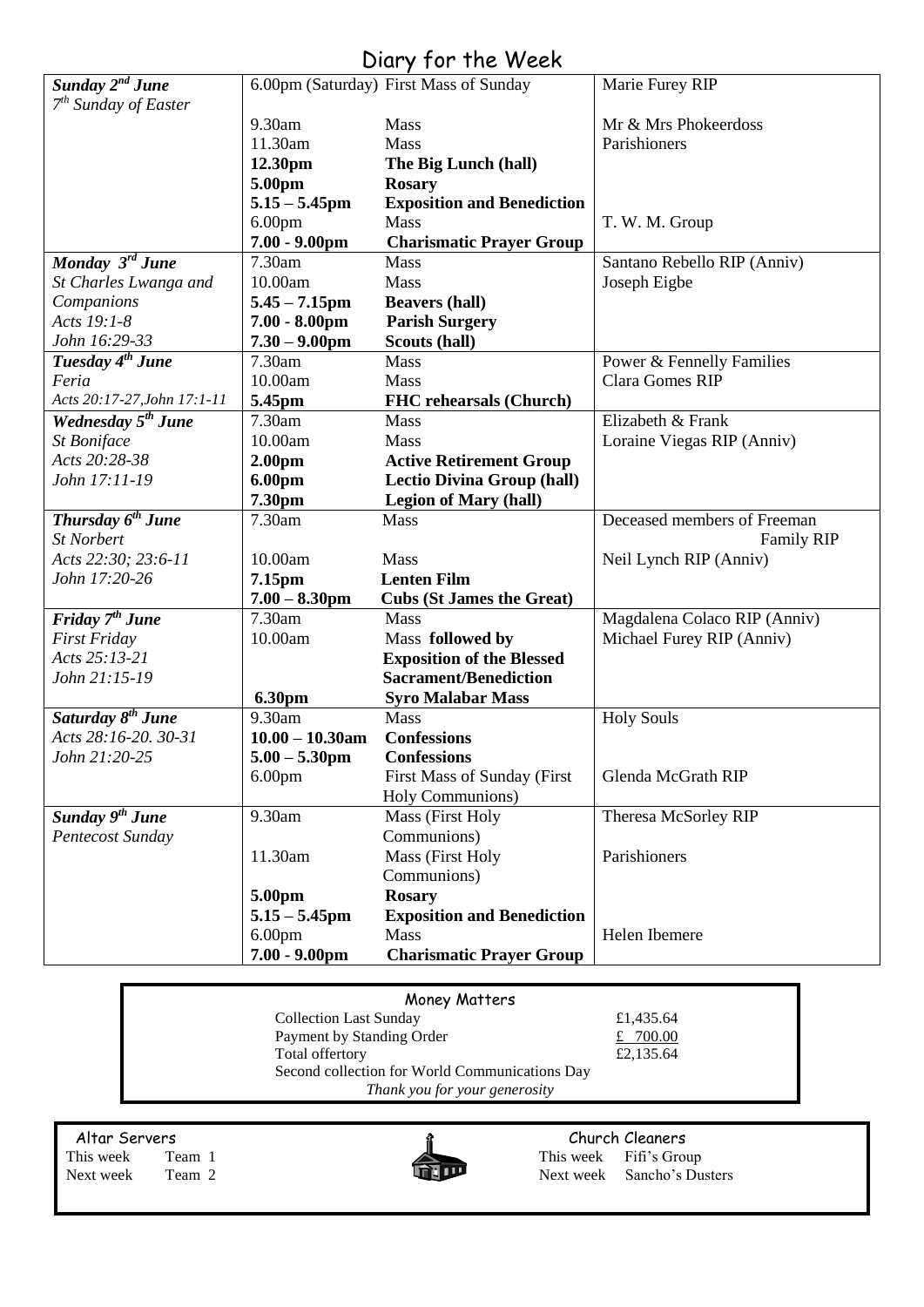# Diary for the Week

| | | | |
|---|---|---|---|
| ***Sunday 2nd June*** *7th Sunday of Easter* | 6.00pm (Saturday) | First Mass of Sunday | Marie Furey RIP |
| | 9.30am | Mass | Mr & Mrs Phokeerdoss |
| | 11.30am | Mass | Parishioners |
| | **12.30pm** | **The Big Lunch (hall)** | |
| | **5.00pm** | **Rosary** | |
| | **5.15 – 5.45pm** | **Exposition and Benediction** | |
| | 6.00pm | Mass | T. W. M. Group |
| | **7.00 - 9.00pm** | **Charismatic Prayer Group** | |
| ***Monday 3rd June*** | 7.30am | Mass | Santano Rebello RIP (Anniv) |
| *St Charles Lwanga and Companions* | 10.00am | Mass | Joseph Eigbe |
| *Acts 19:1-8* | **5.45 – 7.15pm** | **Beavers (hall)** | |
| *John 16:29-33* | **7.00 - 8.00pm** | **Parish Surgery** | |
| | **7.30 – 9.00pm** | **Scouts (hall)** | |
| ***Tuesday 4th June*** | 7.30am | Mass | Power & Fennelly Families |
| *Feria* | 10.00am | Mass | Clara Gomes RIP |
| *Acts 20:17-27,John 17:1-11* | **5.45pm** | **FHC rehearsals (Church)** | |
| ***Wednesday 5th June*** | 7.30am | Mass | Elizabeth & Frank |
| *St Boniface* | 10.00am | Mass | Loraine Viegas RIP (Anniv) |
| *Acts 20:28-38* | **2.00pm** | **Active Retirement Group** | |
| *John 17:11-19* | **6.00pm** | **Lectio Divina Group (hall)** | |
| | **7.30pm** | **Legion of Mary (hall)** | |
| ***Thursday 6th June*** | 7.30am | Mass | Deceased members of Freeman Family RIP |
| *St Norbert* | | | |
| *Acts 22:30; 23:6-11* | 10.00am | Mass | Neil Lynch RIP (Anniv) |
| *John 17:20-26* | **7.15pm** | **Lenten Film** | |
| | **7.00 – 8.30pm** | **Cubs (St James the Great)** | |
| ***Friday 7th June*** | 7.30am | Mass | Magdalena Colaco RIP (Anniv) |
| *First Friday* | 10.00am | Mass **followed by Exposition of the Blessed Sacrament/Benediction** | Michael Furey RIP (Anniv) |
| *Acts 25:13-21* | | | |
| *John 21:15-19* | **6.30pm** | **Syro Malabar Mass** | |
| ***Saturday 8th June*** | 9.30am | Mass | Holy Souls |
| *Acts 28:16-20. 30-31* | **10.00 – 10.30am** | **Confessions** | |
| *John 21:20-25* | **5.00 – 5.30pm** | **Confessions** | |
| | 6.00pm | First Mass of Sunday (First Holy Communions) | Glenda McGrath RIP |
| ***Sunday 9th June*** | 9.30am | Mass (First Holy Communions) | Theresa McSorley RIP |
| *Pentecost Sunday* | 11.30am | Mass (First Holy Communions) | Parishioners |
| | **5.00pm** | **Rosary** | |
| | **5.15 – 5.45pm** | **Exposition and Benediction** | |
| | 6.00pm | Mass | Helen Ibemere |
| | **7.00 - 9.00pm** | **Charismatic Prayer Group** | |

## Money Matters

| | |
|---|---|
| Collection Last Sunday | £1,435.64 |
| Payment by Standing Order | £ 700.00 |
| Total offertory | £2,135.64 |

Second collection for World Communications Day

*Thank you for your generosity*

**Altar Servers**

This week Team 1
Next week Team 2

**Church Cleaners**

This week Fifi's Group
Next week Sancho's Dusters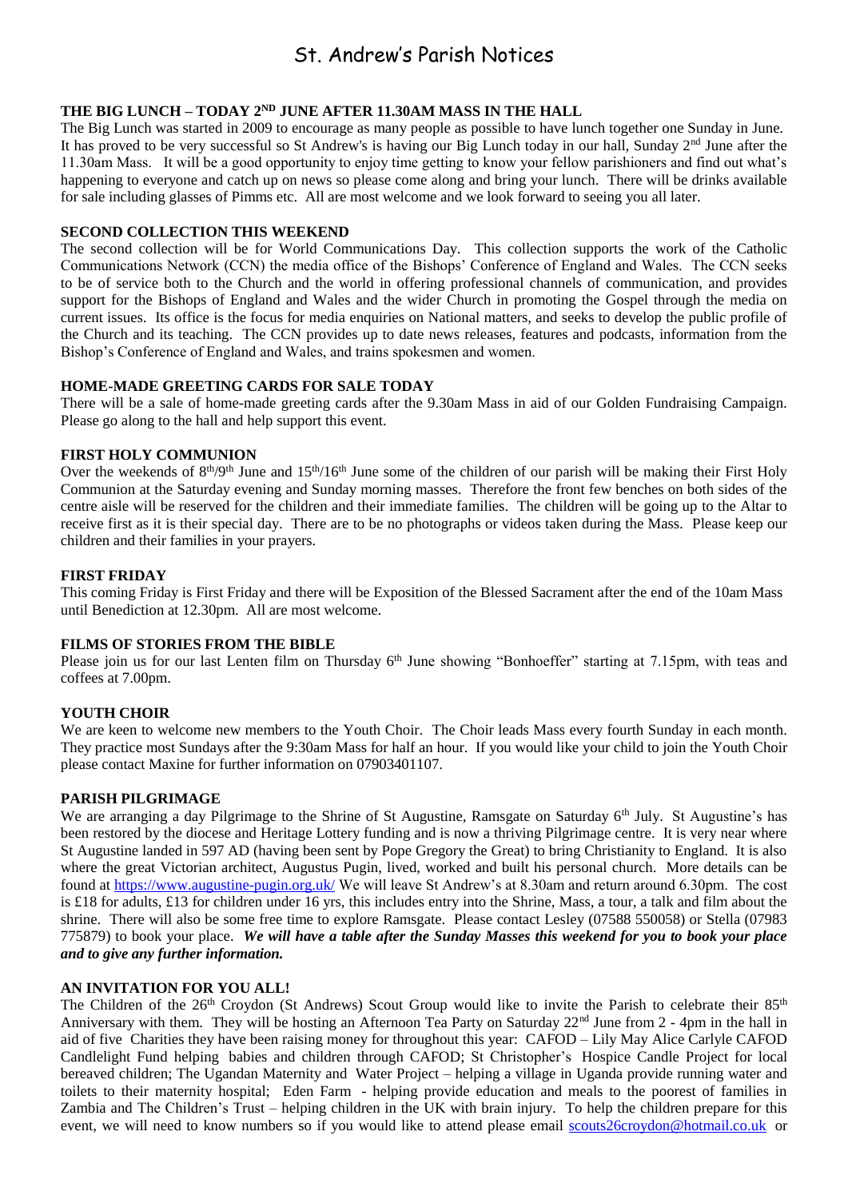#St. Andrew's Parish Notices

**THE BIG LUNCH – TODAY 2ND JUNE AFTER 11.30AM MASS IN THE HALL**

The Big Lunch was started in 2009 to encourage as many people as possible to have lunch together one Sunday in June. It has proved to be very successful so St Andrew's is having our Big Lunch today in our hall, Sunday 2nd June after the 11.30am Mass. It will be a good opportunity to enjoy time getting to know your fellow parishioners and find out what's happening to everyone and catch up on news so please come along and bring your lunch. There will be drinks available for sale including glasses of Pimms etc. All are most welcome and we look forward to seeing you all later.

**SECOND COLLECTION THIS WEEKEND**

The second collection will be for World Communications Day. This collection supports the work of the Catholic Communications Network (CCN) the media office of the Bishops' Conference of England and Wales. The CCN seeks to be of service both to the Church and the world in offering professional channels of communication, and provides support for the Bishops of England and Wales and the wider Church in promoting the Gospel through the media on current issues. Its office is the focus for media enquiries on National matters, and seeks to develop the public profile of the Church and its teaching. The CCN provides up to date news releases, features and podcasts, information from the Bishop's Conference of England and Wales, and trains spokesmen and women.

**HOME-MADE GREETING CARDS FOR SALE TODAY**

There will be a sale of home-made greeting cards after the 9.30am Mass in aid of our Golden Fundraising Campaign. Please go along to the hall and help support this event.

**FIRST HOLY COMMUNION**

Over the weekends of 8th/9th June and 15th/16th June some of the children of our parish will be making their First Holy Communion at the Saturday evening and Sunday morning masses. Therefore the front few benches on both sides of the centre aisle will be reserved for the children and their immediate families. The children will be going up to the Altar to receive first as it is their special day. There are to be no photographs or videos taken during the Mass. Please keep our children and their families in your prayers.

**FIRST FRIDAY**

This coming Friday is First Friday and there will be Exposition of the Blessed Sacrament after the end of the 10am Mass until Benediction at 12.30pm. All are most welcome.

**FILMS OF STORIES FROM THE BIBLE**

Please join us for our last Lenten film on Thursday 6th June showing "Bonhoeffer" starting at 7.15pm, with teas and coffees at 7.00pm.

**YOUTH CHOIR**

We are keen to welcome new members to the Youth Choir. The Choir leads Mass every fourth Sunday in each month. They practice most Sundays after the 9:30am Mass for half an hour. If you would like your child to join the Youth Choir please contact Maxine for further information on 07903401107.

**PARISH PILGRIMAGE**

We are arranging a day Pilgrimage to the Shrine of St Augustine, Ramsgate on Saturday 6th July. St Augustine's has been restored by the diocese and Heritage Lottery funding and is now a thriving Pilgrimage centre. It is very near where St Augustine landed in 597 AD (having been sent by Pope Gregory the Great) to bring Christianity to England. It is also where the great Victorian architect, Augustus Pugin, lived, worked and built his personal church. More details can be found at https://www.augustine-pugin.org.uk/ We will leave St Andrew's at 8.30am and return around 6.30pm. The cost is £18 for adults, £13 for children under 16 yrs, this includes entry into the Shrine, Mass, a tour, a talk and film about the shrine. There will also be some free time to explore Ramsgate. Please contact Lesley (07588 550058) or Stella (07983 775879) to book your place. ***We will have a table after the Sunday Masses this weekend for you to book your place and to give any further information.***

**AN INVITATION FOR YOU ALL!**

The Children of the 26th Croydon (St Andrews) Scout Group would like to invite the Parish to celebrate their 85th Anniversary with them. They will be hosting an Afternoon Tea Party on Saturday 22nd June from 2 - 4pm in the hall in aid of five Charities they have been raising money for throughout this year: CAFOD – Lily May Alice Carlyle CAFOD Candlelight Fund helping babies and children through CAFOD; St Christopher's Hospice Candle Project for local bereaved children; The Ugandan Maternity and Water Project – helping a village in Uganda provide running water and toilets to their maternity hospital; Eden Farm - helping provide education and meals to the poorest of families in Zambia and The Children's Trust – helping children in the UK with brain injury. To help the children prepare for this event, we will need to know numbers so if you would like to attend please email scouts26croydon@hotmail.co.uk or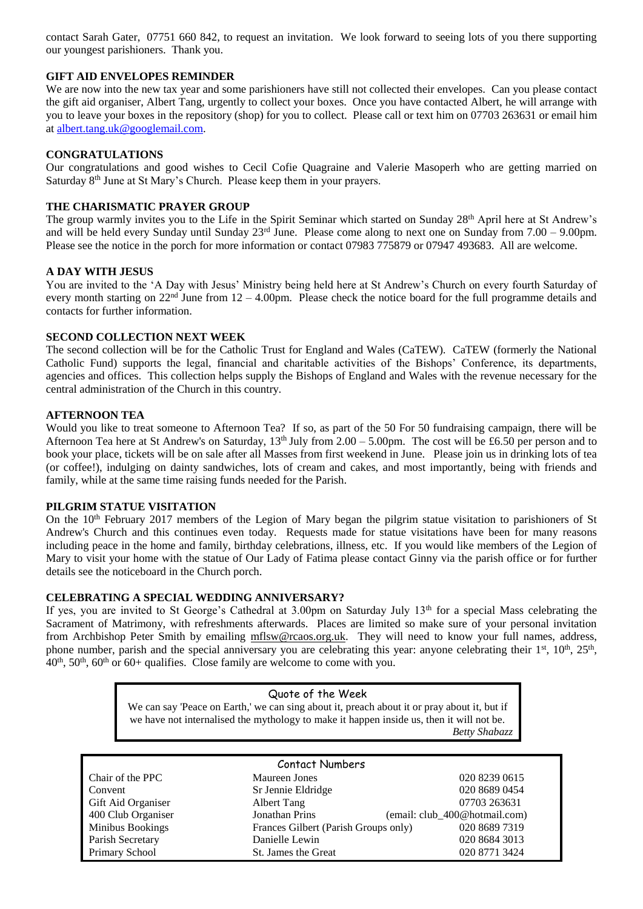contact Sarah Gater, 07751 660 842, to request an invitation. We look forward to seeing lots of you there supporting our youngest parishioners. Thank you.

**GIFT AID ENVELOPES REMINDER**

We are now into the new tax year and some parishioners have still not collected their envelopes. Can you please contact the gift aid organiser, Albert Tang, urgently to collect your boxes. Once you have contacted Albert, he will arrange with you to leave your boxes in the repository (shop) for you to collect. Please call or text him on 07703 263631 or email him at albert.tang.uk@googlemail.com.

**CONGRATULATIONS**

Our congratulations and good wishes to Cecil Cofie Quagraine and Valerie Masoperh who are getting married on Saturday 8th June at St Mary's Church. Please keep them in your prayers.

**THE CHARISMATIC PRAYER GROUP**

The group warmly invites you to the Life in the Spirit Seminar which started on Sunday 28th April here at St Andrew's and will be held every Sunday until Sunday 23rd June. Please come along to next one on Sunday from 7.00 – 9.00pm. Please see the notice in the porch for more information or contact 07983 775879 or 07947 493683. All are welcome.

**A DAY WITH JESUS**

You are invited to the 'A Day with Jesus' Ministry being held here at St Andrew's Church on every fourth Saturday of every month starting on 22nd June from 12 – 4.00pm. Please check the notice board for the full programme details and contacts for further information.

**SECOND COLLECTION NEXT WEEK**

The second collection will be for the Catholic Trust for England and Wales (CaTEW). CaTEW (formerly the National Catholic Fund) supports the legal, financial and charitable activities of the Bishops' Conference, its departments, agencies and offices. This collection helps supply the Bishops of England and Wales with the revenue necessary for the central administration of the Church in this country.

**AFTERNOON TEA**

Would you like to treat someone to Afternoon Tea? If so, as part of the 50 For 50 fundraising campaign, there will be Afternoon Tea here at St Andrew's on Saturday, 13th July from 2.00 – 5.00pm. The cost will be £6.50 per person and to book your place, tickets will be on sale after all Masses from first weekend in June. Please join us in drinking lots of tea (or coffee!), indulging on dainty sandwiches, lots of cream and cakes, and most importantly, being with friends and family, while at the same time raising funds needed for the Parish.

**PILGRIM STATUE VISITATION**

On the 10th February 2017 members of the Legion of Mary began the pilgrim statue visitation to parishioners of St Andrew's Church and this continues even today. Requests made for statue visitations have been for many reasons including peace in the home and family, birthday celebrations, illness, etc. If you would like members of the Legion of Mary to visit your home with the statue of Our Lady of Fatima please contact Ginny via the parish office or for further details see the noticeboard in the Church porch.

**CELEBRATING A SPECIAL WEDDING ANNIVERSARY?**

If yes, you are invited to St George's Cathedral at 3.00pm on Saturday July 13th for a special Mass celebrating the Sacrament of Matrimony, with refreshments afterwards. Places are limited so make sure of your personal invitation from Archbishop Peter Smith by emailing mflsw@rcaos.org.uk. They will need to know your full names, address, phone number, parish and the special anniversary you are celebrating this year: anyone celebrating their 1st, 10th, 25th, 40th, 50th, 60th or 60+ qualifies. Close family are welcome to come with you.

**Quote of the Week**

We can say 'Peace on Earth,' we can sing about it, preach about it or pray about it, but if we have not internalised the mythology to make it happen inside us, then it will not be.

*Betty Shabazz*

**Contact Numbers**

| | | |
|---|---|---|
| Chair of the PPC | Maureen Jones | 020 8239 0615 |
| Convent | Sr Jennie Eldridge | 020 8689 0454 |
| Gift Aid Organiser | Albert Tang | 07703 263631 |
| 400 Club Organiser | Jonathan Prins | (email: club_400@hotmail.com) |
| Minibus Bookings | Frances Gilbert (Parish Groups only) | 020 8689 7319 |
| Parish Secretary | Danielle Lewin | 020 8684 3013 |
| Primary School | St. James the Great | 020 8771 3424 |